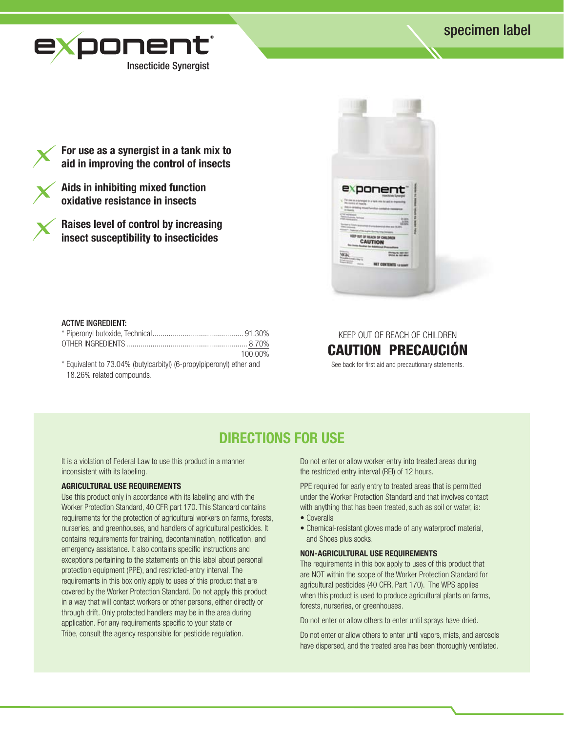specimen label

# exponent®

Insecticide Synergist

- **For use as a synergist in a tank mix to aid in improving the control of insects**
- **Aids in inhibiting mixed function oxidative resistance in insects**
- **Raises level of control by increasing insect susceptibility to insecticides**

ACTIVE INGREDIENT:

| | |
|---|---|
| * Piperonyl butoxide, Technical | 91.30% |
| OTHER INGREDIENTS | 8.70% |
| | 100.00% |

* Equivalent to 73.04% (butylcarbityl) (6-propylpiperonyl) ether and 18.26% related compounds.

KEEP OUT OF REACH OF CHILDREN

**CAUTION PRECAUCIÓN**

See back for first aid and precautionary statements.

## DIRECTIONS FOR USE

It is a violation of Federal Law to use this product in a manner inconsistent with its labeling.

**AGRICULTURAL USE REQUIREMENTS**

Use this product only in accordance with its labeling and with the Worker Protection Standard, 40 CFR part 170. This Standard contains requirements for the protection of agricultural workers on farms, forests, nurseries, and greenhouses, and handlers of agricultural pesticides. It contains requirements for training, decontamination, notification, and emergency assistance. It also contains specific instructions and exceptions pertaining to the statements on this label about personal protection equipment (PPE), and restricted-entry interval. The requirements in this box only apply to uses of this product that are covered by the Worker Protection Standard. Do not apply this product in a way that will contact workers or other persons, either directly or through drift. Only protected handlers may be in the area during application. For any requirements specific to your state or Tribe, consult the agency responsible for pesticide regulation.

Do not enter or allow worker entry into treated areas during the restricted entry interval (REI) of 12 hours.

PPE required for early entry to treated areas that is permitted under the Worker Protection Standard and that involves contact with anything that has been treated, such as soil or water, is:

- Coveralls
- Chemical-resistant gloves made of any waterproof material, and Shoes plus socks.

**NON-AGRICULTURAL USE REQUIREMENTS**

The requirements in this box apply to uses of this product that are NOT within the scope of the Worker Protection Standard for agricultural pesticides (40 CFR, Part 170). The WPS applies when this product is used to produce agricultural plants on farms, forests, nurseries, or greenhouses.

Do not enter or allow others to enter until sprays have dried.

Do not enter or allow others to enter until vapors, mists, and aerosols have dispersed, and the treated area has been thoroughly ventilated.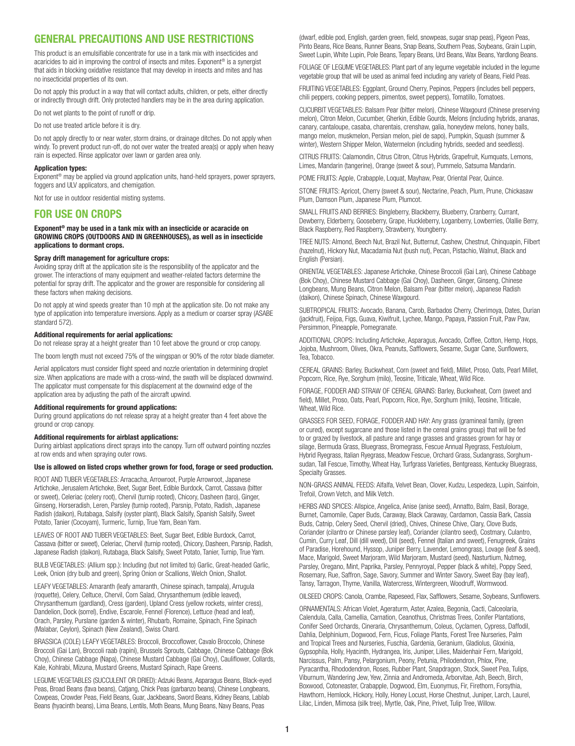## GENERAL PRECAUTIONS AND USE RESTRICTIONS

This product is an emulsifiable concentrate for use in a tank mix with insecticides and acaricides to aid in improving the control of insects and mites. Exponent® is a synergist that aids in blocking oxidative resistance that may develop in insects and mites and has no insecticidal properties of its own.

Do not apply this product in a way that will contact adults, children, or pets, either directly or indirectly through drift. Only protected handlers may be in the area during application.

Do not wet plants to the point of runoff or drip.

Do not use treated article before it is dry.

Do not apply directly to or near water, storm drains, or drainage ditches. Do not apply when windy. To prevent product run-off, do not over water the treated area(s) or apply when heavy rain is expected. Rinse applicator over lawn or garden area only.

**Application types:**
Exponent® may be applied via ground application units, hand-held sprayers, power sprayers, foggers and ULV applicators, and chemigation.

Not for use in outdoor residential misting systems.

## FOR USE ON CROPS

**Exponent® may be used in a tank mix with an insecticide or acaricide on GROWING CROPS (OUTDOORS AND IN GREENHOUSES), as well as in insecticide applications to dormant crops.**

**Spray drift management for agriculture crops:**
Avoiding spray drift at the application site is the responsibility of the applicator and the grower. The interactions of many equipment and weather-related factors determine the potential for spray drift. The applicator and the grower are responsible for considering all these factors when making decisions.

Do not apply at wind speeds greater than 10 mph at the application site. Do not make any type of application into temperature inversions. Apply as a medium or coarser spray (ASABE standard 572).

**Additional requirements for aerial applications:**
Do not release spray at a height greater than 10 feet above the ground or crop canopy.

The boom length must not exceed 75% of the wingspan or 90% of the rotor blade diameter.

Aerial applicators must consider flight speed and nozzle orientation in determining droplet size. When applications are made with a cross-wind, the swath will be displaced downwind. The applicator must compensate for this displacement at the downwind edge of the application area by adjusting the path of the aircraft upwind.

**Additional requirements for ground applications:**
During ground applications do not release spray at a height greater than 4 feet above the ground or crop canopy.

**Additional requirements for airblast applications:**
During airblast applications direct sprays into the canopy. Turn off outward pointing nozzles at row ends and when spraying outer rows.

**Use is allowed on listed crops whether grown for food, forage or seed production.**

ROOT AND TUBER VEGETABLES: Arracacha, Arrowroot, Purple Arrowroot, Japanese Artichoke, Jerusalem Artichoke, Beet, Sugar Beet, Edible Burdock, Carrot, Cassava (bitter or sweet), Celeriac (celery root), Chervil (turnip rooted), Chicory, Dasheen (taro), Ginger, Ginseng, Horseradish, Leren, Parsley (turnip rooted), Parsnip, Potato, Radish, Japanese Radish (daikon), Rutabaga, Salsify (oyster plant), Black Salsify, Spanish Salsify, Sweet Potato, Tanier (Cocoyam), Turmeric, Turnip, True Yam, Bean Yam.

LEAVES OF ROOT AND TUBER VEGETABLES: Beet, Sugar Beet, Edible Burdock, Carrot, Cassava (bitter or sweet), Celeriac, Chervil (turnip rooted), Chicory, Dasheen, Parsnip, Radish, Japanese Radish (daikon), Rutabaga, Black Salsify, Sweet Potato, Tanier, Turnip, True Yam.

BULB VEGETABLES: (Allium spp.): Including (but not limited to) Garlic, Great-headed Garlic, Leek, Onion (dry bulb and green), Spring Onion or Scallions, Welch Onion, Shallot.

LEAFY VEGETABLES: Amaranth (leafy amaranth, Chinese spinach, tampala), Arrugula (roquette), Celery, Celtuce, Chervil, Corn Salad, Chrysanthemum (edible leaved), Chrysanthemum (gardland), Cress (garden), Upland Cress (yellow rockets, winter cress), Dandelion, Dock (sorrel), Endive, Escarole, Fennel (Florence), Lettuce (head and leaf), Orach, Parsley, Purslane (garden & winter), Rhubarb, Romaine, Spinach, Fine Spinach (Malabar, Ceylon), Spinach (New Zealand), Swiss Chard.

BRASSICA (COLE) LEAFY VEGETABLES: Broccoli, Broccoflower, Cavalo Broccolo, Chinese Broccoli (Gai Lan), Broccoli raab (rapini), Brussels Sprouts, Cabbage, Chinese Cabbage (Bok Choy), Chinese Cabbage (Napa), Chinese Mustard Cabbage (Gai Choy), Cauliflower, Collards, Kale, Kohlrabi, Mizuna, Mustard Greens, Mustard Spinach, Rape Greens.

LEGUME VEGETABLES (SUCCULENT OR DRIED): Adzuki Beans, Asparagus Beans, Black-eyed Peas, Broad Beans (fava beans), Catjang, Chick Peas (garbanzo beans), Chinese Longbeans, Cowpeas, Crowder Peas, Field Beans, Guar, Jackbeans, Sword Beans, Kidney Beans, Lablab Beans (hyacinth beans), Lima Beans, Lentils, Moth Beans, Mung Beans, Navy Beans, Peas (dwarf, edible pod, English, garden green, field, snowpeas, sugar snap peas), Pigeon Peas, Pinto Beans, Rice Beans, Runner Beans, Snap Beans, Southern Peas, Soybeans, Grain Lupin, Sweet Lupin, White Lupin, Pole Beans, Tepary Beans, Urd Beans, Wax Beans, Yardlong Beans.

FOLIAGE OF LEGUME VEGETABLES: Plant part of any legume vegetable included in the legume vegetable group that will be used as animal feed including any variety of Beans, Field Peas.

FRUITING VEGETABLES: Eggplant, Ground Cherry, Pepinos, Peppers (includes bell peppers, chili peppers, cooking peppers, pimentos, sweet peppers), Tomatillo, Tomatoes.

CUCURBIT VEGETABLES: Balsam Pear (bitter melon), Chinese Waxgourd (Chinese preserving melon), Citron Melon, Cucumber, Gherkin, Edible Gourds, Melons (including hybrids, ananas, canary, cantaloupe, casaba, charentais, crenshaw, galia, honeydew melons, honey balls, mango melon, muskmelon, Persian melon, piel de sapo), Pumpkin, Squash (summer & winter), Western Shipper Melon, Watermelon (including hybrids, seeded and seedless).

CITRUS FRUITS: Calamondin, Citrus Citron, Citrus Hybrids, Grapefruit, Kumquats, Lemons, Limes, Mandarin (tangerine), Orange (sweet & sour), Pummelo, Satsuma Mandarin.

POME FRUITS: Apple, Crabapple, Loquat, Mayhaw, Pear, Oriental Pear, Quince.

STONE FRUITS: Apricot, Cherry (sweet & sour), Nectarine, Peach, Plum, Prune, Chickasaw Plum, Damson Plum, Japanese Plum, Plumcot.

SMALL FRUITS AND BERRIES: Bingleberry, Blackberry, Blueberry, Cranberry, Currant, Dewberry, Elderberry, Gooseberry, Grape, Huckleberry, Loganberry, Lowberries, Olallie Berry, Black Raspberry, Red Raspberry, Strawberry, Youngberry.

TREE NUTS: Almond, Beech Nut, Brazil Nut, Butternut, Cashew, Chestnut, Chinquapin, Filbert (hazelnut), Hickory Nut, Macadamia Nut (bush nut), Pecan, Pistachio, Walnut, Black and English (Persian).

ORIENTAL VEGETABLES: Japanese Artichoke, Chinese Broccoli (Gai Lan), Chinese Cabbage (Bok Choy), Chinese Mustard Cabbage (Gai Choy), Dasheen, Ginger, Ginseng, Chinese Longbeans, Mung Beans, Citron Melon, Balsam Pear (bitter melon), Japanese Radish (daikon), Chinese Spinach, Chinese Waxgourd.

SUBTROPICAL FRUITS: Avocado, Banana, Carob, Barbados Cherry, Cherimoya, Dates, Durian (jackfruit), Feijoa, Figs, Guava, Kiwifruit, Lychee, Mango, Papaya, Passion Fruit, Paw Paw, Persimmon, Pineapple, Pomegranate.

ADDITIONAL CROPS: Including Artichoke, Asparagus, Avocado, Coffee, Cotton, Hemp, Hops, Jojoba, Mushroom, Olives, Okra, Peanuts, Safflowers, Sesame, Sugar Cane, Sunflowers, Tea, Tobacco.

CEREAL GRAINS: Barley, Buckwheat, Corn (sweet and field), Millet, Proso, Oats, Pearl Millet, Popcorn, Rice, Rye, Sorghum (milo), Teosine, Triticale, Wheat, Wild Rice.

FORAGE, FODDER AND STRAW OF CEREAL GRAINS: Barley, Buckwheat, Corn (sweet and field), Millet, Proso, Oats, Pearl, Popcorn, Rice, Rye, Sorghum (milo), Teosine, Triticale, Wheat, Wild Rice.

GRASSES FOR SEED, FORAGE, FODDER AND HAY: Any grass (gramineal family, (green or cured), except sugarcane and those listed in the cereal grains group) that will be fed to or grazed by livestock, all pasture and range grasses and grasses grown for hay or silage, Bermuda Grass, Bluegrass, Bromegrass, Fescue Annual Ryegrass, Festuloium, Hybrid Ryegrass, Italian Ryegrass, Meadow Fescue, Orchard Grass, Sudangrass, Sorghum-sudan, Tall Fescue, Timothy, Wheat Hay, Turfgrass Varieties, Bentgreass, Kentucky Bluegrass, Specialty Grasses.

NON-GRASS ANIMAL FEEDS: Alfalfa, Velvet Bean, Clover, Kudzu, Lespedeza, Lupin, Sainfoin, Trefoil, Crown Vetch, and Milk Vetch.

HERBS AND SPICES: Allspice, Angelica, Anise (anise seed), Annatto, Balm, Basil, Borage, Burnet, Camomile, Caper Buds, Caraway, Black Caraway, Cardamon, Cassia Bark, Cassia Buds, Catnip, Celery Seed, Chervil (dried), Chives, Chinese Chive, Clary, Clove Buds, Coriander (cilantro or Chinese parsley leaf), Coriander (cilantro seed), Costmary, Culantro, Cumin, Curry Leaf, Dill (dill weed), Dill (seed), Fennel (Italian and sweet), Fenugreek, Grains of Paradise, Horehound, Hyssop, Juniper Berry, Lavender, Lemongrass, Lovage (leaf & seed), Mace, Marigold, Sweet Marjoram, Wild Marjoram, Mustard (seed), Nasturtium, Nutmeg, Parsley, Oregano, Mint, Paprika, Parsley, Pennyroyal, Pepper (black & white), Poppy Seed, Rosemary, Rue, Saffron, Sage, Savory, Summer and Winter Savory, Sweet Bay (bay leaf), Tansy, Tarragon, Thyme, Vanilla, Watercress, Wintergreen, Woodruff, Wormwood.

OILSEED CROPS: Canola, Crambe, Rapeseed, Flax, Safflowers, Sesame, Soybeans, Sunflowers.

ORNAMENTALS: African Violet, Ageraturm, Aster, Azalea, Begonia, Cacti, Calceolaria, Calendula, Calla, Camellia, Carnation, Ceanothus, Christmas Trees, Conifer Plantations, Conifer Seed Orchards, Cineraria, Chrysanthemum, Coleus, Cyclamen, Cypress, Daffodil, Dahlia, Delphinium, Dogwood, Fern, Ficus, Foliage Plants, Forest Tree Nurseries, Palm and Tropical Trees and Nurseries, Fuschia, Gardenia, Geranium, Gladiolus, Gloxinia, Gypsophila, Holly, Hyacinth, Hydrangea, Iris, Juniper, Lilies, Maidenhair Fern, Marigold, Narcissus, Palm, Pansy, Pelargonium, Peony, Petunia, Philodendron, Phlox, Pine, Pyracantha, Rhododendron, Roses, Rubber Plant, Snapdragon, Stock, Sweet Pea, Tulips, Viburnum, Wandering Jew, Yew, Zinnia and Andromeda, Arborvitae, Ash, Beech, Birch, Boxwood, Cotoneaster, Crabapple, Dogwood, Elm, Euonymus, Fir, Firethorn, Forsythia, Hawthorn, Hemlock, Hickory, Holly, Honey Locust, Horse Chestnut, Juniper, Larch, Laurel, Lilac, Linden, Mimosa (silk tree), Myrtle, Oak, Pine, Privet, Tulip Tree, Willow.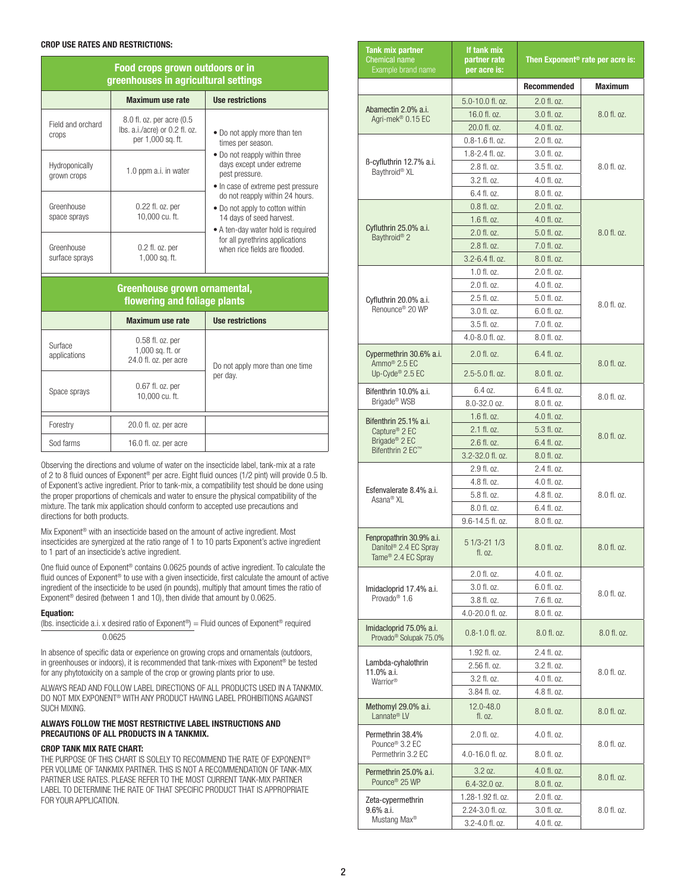**CROP USE RATES AND RESTRICTIONS:**

| Food crops grown outdoors or in greenhouses in agricultural settings | | |
|---|---|---|
| | **Maximum use rate** | **Use restrictions** |
| Field and orchard crops | 8.0 fl. oz. per acre (0.5 lbs. a.i./acre) or 0.2 fl. oz. per 1,000 sq. ft. | • Do not apply more than ten times per season.<br>• Do not reapply within three days except under extreme pest pressure.<br>• In case of extreme pest pressure do not reapply within 24 hours.<br>• Do not apply to cotton within 14 days of seed harvest.<br>• A ten-day water hold is required for all pyrethrins applications when rice fields are flooded. |
| Hydroponically grown crops | 1.0 ppm a.i. in water | |
| Greenhouse space sprays | 0.22 fl. oz. per 10,000 cu. ft. | |
| Greenhouse surface sprays | 0.2 fl. oz. per 1,000 sq. ft. | |

| Greenhouse grown ornamental, flowering and foliage plants | | |
|---|---|---|
| | **Maximum use rate** | **Use restrictions** |
| Surface applications | 0.58 fl. oz. per 1,000 sq. ft. or 24.0 fl. oz. per acre | Do not apply more than one time per day. |
| Space sprays | 0.67 fl. oz. per 10,000 cu. ft. | |

| | | |
|---|---|---|
| Forestry | 20.0 fl. oz. per acre | |
| Sod farms | 16.0 fl. oz. per acre | |

Observing the directions and volume of water on the insecticide label, tank-mix at a rate of 2 to 8 fluid ounces of Exponent® per acre. Eight fluid ounces (1/2 pint) will provide 0.5 lb. of Exponent's active ingredient. Prior to tank-mix, a compatibility test should be done using the proper proportions of chemicals and water to ensure the physical compatibility of the mixture. The tank mix application should conform to accepted use precautions and directions for both products.

Mix Exponent® with an insecticide based on the amount of active ingredient. Most insecticides are synergized at the ratio range of 1 to 10 parts Exponent's active ingredient to 1 part of an insecticide's active ingredient.

One fluid ounce of Exponent® contains 0.0625 pounds of active ingredient. To calculate the fluid ounces of Exponent® to use with a given insecticide, first calculate the amount of active ingredient of the insecticide to be used (in pounds), multiply that amount times the ratio of Exponent® desired (between 1 and 10), then divide that amount by 0.0625.

**Equation:**

$$\frac{\text{(lbs. insecticide a.i. x desired ratio of Exponent®)}}{0.0625} = \text{Fluid ounces of Exponent® required}$$

In absence of specific data or experience on growing crops and ornamentals (outdoors, in greenhouses or indoors), it is recommended that tank-mixes with Exponent® be tested for any phytotoxicity on a sample of the crop or growing plants prior to use.

ALWAYS READ AND FOLLOW LABEL DIRECTIONS OF ALL PRODUCTS USED IN A TANKMIX. DO NOT MIX EXPONENT® WITH ANY PRODUCT HAVING LABEL PROHIBITIONS AGAINST SUCH MIXING.

**ALWAYS FOLLOW THE MOST RESTRICTIVE LABEL INSTRUCTIONS AND PRECAUTIONS OF ALL PRODUCTS IN A TANKMIX.**

**CROP TANK MIX RATE CHART:**

THE PURPOSE OF THIS CHART IS SOLELY TO RECOMMEND THE RATE OF EXPONENT® PER VOLUME OF TANKMIX PARTNER. THIS IS NOT A RECOMMENDATION OF TANK-MIX PARTNER USE RATES. PLEASE REFER TO THE MOST CURRENT TANK-MIX PARTNER LABEL TO DETERMINE THE RATE OF THAT SPECIFIC PRODUCT THAT IS APPROPRIATE FOR YOUR APPLICATION.

| Tank mix partner<br>Chemical name<br>Example brand name | If tank mix partner rate per acre is: | Then Exponent® rate per acre is: | |
|---|---|---|---|
| | | **Recommended** | **Maximum** |
| Abamectin 2.0% a.i.<br>Agri-mek® 0.15 EC | 5.0-10.0 fl. oz. | 2.0 fl. oz. | 8.0 fl. oz. |
| | 16.0 fl. oz. | 3.0 fl. oz. | |
| | 20.0 fl. oz. | 4.0 fl. oz. | |
| ß-cyfluthrin 12.7% a.i.<br>Baythroid® XL | 0.8-1.6 fl. oz. | 2.0 fl. oz. | 8.0 fl. oz. |
| | 1.8-2.4 fl. oz. | 3.0 fl. oz. | |
| | 2.8 fl. oz. | 3.5 fl. oz. | |
| | 3.2 fl. oz. | 4.0 fl. oz. | |
| | 6.4 fl. oz. | 8.0 fl. oz. | |
| Cyfluthrin 25.0% a.i.<br>Baythroid® 2 | 0.8 fl. oz. | 2.0 fl. oz. | 8.0 fl. oz. |
| | 1.6 fl. oz. | 4.0 fl. oz. | |
| | 2.0 fl. oz. | 5.0 fl. oz. | |
| | 2.8 fl. oz. | 7.0 fl. oz. | |
| | 3.2-6.4 fl. oz. | 8.0 fl. oz. | |
| Cyfluthrin 20.0% a.i.<br>Renounce® 20 WP | 1.0 fl. oz. | 2.0 fl. oz. | 8.0 fl. oz. |
| | 2.0 fl. oz. | 4.0 fl. oz. | |
| | 2.5 fl. oz. | 5.0 fl. oz. | |
| | 3.0 fl. oz. | 6.0 fl. oz. | |
| | 3.5 fl. oz. | 7.0 fl. oz. | |
| | 4.0-8.0 fl. oz. | 8.0 fl. oz. | |
| Cypermethrin 30.6% a.i.<br>Ammo® 2.5 EC<br>Up-Cyde® 2.5 EC | 2.0 fl. oz. | 6.4 fl. oz. | 8.0 fl. oz. |
| | 2.5-5.0 fl. oz. | 8.0 fl. oz. | |
| Bifenthrin 10.0% a.i.<br>Brigade® WSB | 6.4 oz. | 6.4 fl. oz. | 8.0 fl. oz. |
| | 8.0-32.0 oz. | 8.0 fl. oz. | |
| Bifenthrin 25.1% a.i.<br>Capture® 2 EC<br>Brigade® 2 EC<br>Bifenthrin 2 EC™ | 1.6 fl. oz. | 4.0 fl. oz. | 8.0 fl. oz. |
| | 2.1 fl. oz. | 5.3 fl. oz. | |
| | 2.6 fl. oz. | 6.4 fl. oz. | |
| | 3.2-32.0 fl. oz. | 8.0 fl. oz. | |
| Esfenvalerate 8.4% a.i.<br>Asana® XL | 2.9 fl. oz. | 2.4 fl. oz. | 8.0 fl. oz. |
| | 4.8 fl. oz. | 4.0 fl. oz. | |
| | 5.8 fl. oz. | 4.8 fl. oz. | |
| | 8.0 fl. oz. | 6.4 fl. oz. | |
| | 9.6-14.5 fl. oz. | 8.0 fl. oz. | |
| Fenpropathrin 30.9% a.i.<br>Danitol® 2.4 EC Spray<br>Tame® 2.4 EC Spray | 5 1/3-21 1/3 fl. oz. | 8.0 fl. oz. | 8.0 fl. oz. |
| Imidacloprid 17.4% a.i.<br>Provado® 1.6 | 2.0 fl. oz. | 4.0 fl. oz. | 8.0 fl. oz. |
| | 3.0 fl. oz. | 6.0 fl. oz. | |
| | 3.8 fl. oz. | 7.6 fl. oz. | |
| | 4.0-20.0 fl. oz. | 8.0 fl. oz. | |
| Imidacloprid 75.0% a.i.<br>Provado® Solupak 75.0% | 0.8-1.0 fl. oz. | 8.0 fl. oz. | 8.0 fl. oz. |
| Lambda-cyhalothrin 11.0% a.i.<br>Warrior® | 1.92 fl. oz. | 2.4 fl. oz. | 8.0 fl. oz. |
| | 2.56 fl. oz. | 3.2 fl. oz. | |
| | 3.2 fl. oz. | 4.0 fl. oz. | |
| | 3.84 fl. oz. | 4.8 fl. oz. | |
| Methomyl 29.0% a.i.<br>Lannate® LV | 12.0-48.0 fl. oz. | 8.0 fl. oz. | 8.0 fl. oz. |
| Permethrin 38.4%<br>Pounce® 3.2 EC<br>Permethrin 3.2 EC | 2.0 fl. oz. | 4.0 fl. oz. | 8.0 fl. oz. |
| | 4.0-16.0 fl. oz. | 8.0 fl. oz. | |
| Permethrin 25.0% a.i.<br>Pounce® 25 WP | 3.2 oz. | 4.0 fl. oz. | 8.0 fl. oz. |
| | 6.4-32.0 oz. | 8.0 fl. oz. | |
| Zeta-cypermethrin 9.6% a.i.<br>Mustang Max® | 1.28-1.92 fl. oz. | 2.0 fl. oz. | 8.0 fl. oz. |
| | 2.24-3.0 fl. oz. | 3.0 fl. oz. | |
| | 3.2-4.0 fl. oz. | 4.0 fl. oz. | |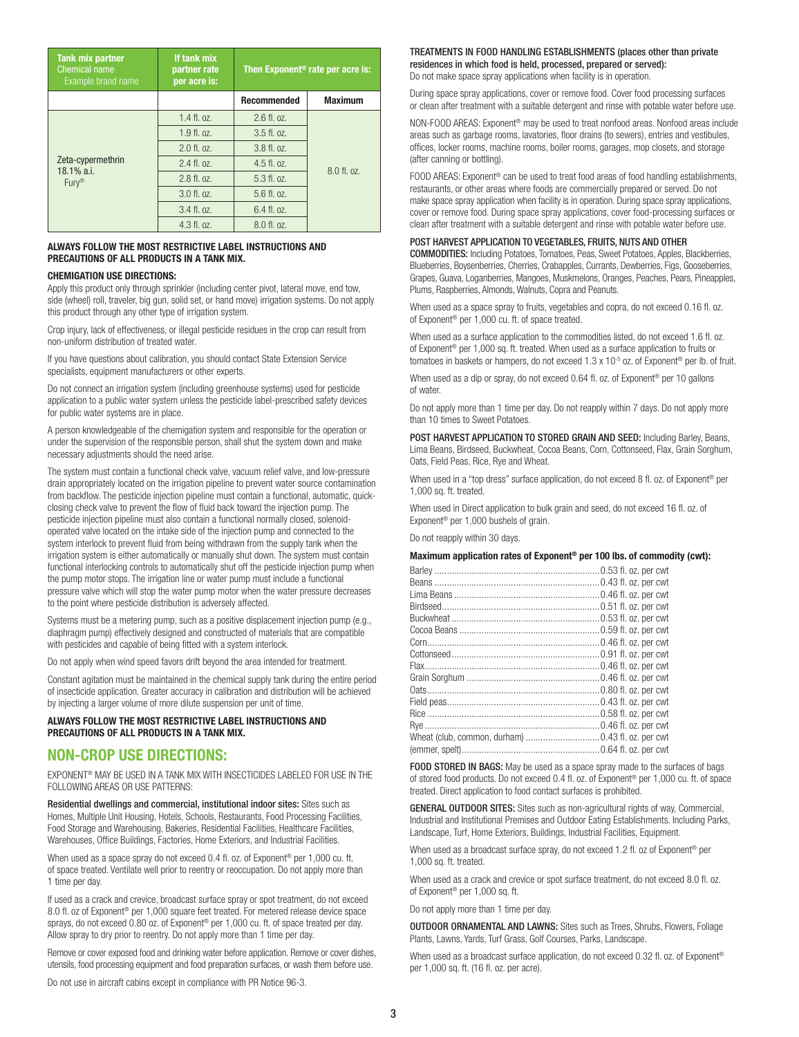| Tank mix partner<br>Chemical name<br>Example brand name | If tank mix partner rate per acre is: | Then Exponent® rate per acre is: | |
|---|---|---|---|
| | | Recommended | Maximum |
| Zeta-cypermethrin<br>18.1% a.i.<br>Fury® | 1.4 fl. oz. | 2.6 fl. oz. | 8.0 fl. oz. |
| | 1.9 fl. oz. | 3.5 fl. oz. | |
| | 2.0 fl. oz. | 3.8 fl. oz. | |
| | 2.4 fl. oz. | 4.5 fl. oz. | |
| | 2.8 fl. oz. | 5.3 fl. oz. | |
| | 3.0 fl. oz. | 5.6 fl. oz. | |
| | 3.4 fl. oz. | 6.4 fl. oz. | |
| | 4.3 fl. oz. | 8.0 fl. oz. | |

**ALWAYS FOLLOW THE MOST RESTRICTIVE LABEL INSTRUCTIONS AND PRECAUTIONS OF ALL PRODUCTS IN A TANK MIX.**

**CHEMIGATION USE DIRECTIONS:**

Apply this product only through sprinkler (including center pivot, lateral move, end tow, side (wheel) roll, traveler, big gun, solid set, or hand move) irrigation systems. Do not apply this product through any other type of irrigation system.

Crop injury, lack of effectiveness, or illegal pesticide residues in the crop can result from non-uniform distribution of treated water.

If you have questions about calibration, you should contact State Extension Service specialists, equipment manufacturers or other experts.

Do not connect an irrigation system (including greenhouse systems) used for pesticide application to a public water system unless the pesticide label-prescribed safety devices for public water systems are in place.

A person knowledgeable of the chemigation system and responsible for the operation or under the supervision of the responsible person, shall shut the system down and make necessary adjustments should the need arise.

The system must contain a functional check valve, vacuum relief valve, and low-pressure drain appropriately located on the irrigation pipeline to prevent water source contamination from backflow. The pesticide injection pipeline must contain a functional, automatic, quick-closing check valve to prevent the flow of fluid back toward the injection pump. The pesticide injection pipeline must also contain a functional normally closed, solenoid-operated valve located on the intake side of the injection pump and connected to the system interlock to prevent fluid from being withdrawn from the supply tank when the irrigation system is either automatically or manually shut down. The system must contain functional interlocking controls to automatically shut off the pesticide injection pump when the pump motor stops. The irrigation line or water pump must include a functional pressure valve which will stop the water pump motor when the water pressure decreases to the point where pesticide distribution is adversely affected.

Systems must be a metering pump, such as a positive displacement injection pump (e.g., diaphragm pump) effectively designed and constructed of materials that are compatible with pesticides and capable of being fitted with a system interlock.

Do not apply when wind speed favors drift beyond the area intended for treatment.

Constant agitation must be maintained in the chemical supply tank during the entire period of insecticide application. Greater accuracy in calibration and distribution will be achieved by injecting a larger volume of more dilute suspension per unit of time.

**ALWAYS FOLLOW THE MOST RESTRICTIVE LABEL INSTRUCTIONS AND PRECAUTIONS OF ALL PRODUCTS IN A TANK MIX.**

## NON-CROP USE DIRECTIONS:

EXPONENT® MAY BE USED IN A TANK MIX WITH INSECTICIDES LABELED FOR USE IN THE FOLLOWING AREAS OR USE PATTERNS:

**Residential dwellings and commercial, institutional indoor sites:** Sites such as Homes, Multiple Unit Housing, Hotels, Schools, Restaurants, Food Processing Facilities, Food Storage and Warehousing, Bakeries, Residential Facilities, Healthcare Facilities, Warehouses, Office Buildings, Factories, Home Exteriors, and Industrial Facilities.

When used as a space spray do not exceed 0.4 fl. oz. of Exponent® per 1,000 cu. ft. of space treated. Ventilate well prior to reentry or reoccupation. Do not apply more than 1 time per day.

If used as a crack and crevice, broadcast surface spray or spot treatment, do not exceed 8.0 fl. oz of Exponent® per 1,000 square feet treated. For metered release device space sprays, do not exceed 0.80 oz. of Exponent® per 1,000 cu. ft. of space treated per day. Allow spray to dry prior to reentry. Do not apply more than 1 time per day.

Remove or cover exposed food and drinking water before application. Remove or cover dishes, utensils, food processing equipment and food preparation surfaces, or wash them before use.

Do not use in aircraft cabins except in compliance with PR Notice 96-3.

**TREATMENTS IN FOOD HANDLING ESTABLISHMENTS (places other than private residences in which food is held, processed, prepared or served):**
Do not make space spray applications when facility is in operation.

During space spray applications, cover or remove food. Cover food processing surfaces or clean after treatment with a suitable detergent and rinse with potable water before use.

NON-FOOD AREAS: Exponent® may be used to treat nonfood areas. Nonfood areas include areas such as garbage rooms, lavatories, floor drains (to sewers), entries and vestibules, offices, locker rooms, machine rooms, boiler rooms, garages, mop closets, and storage (after canning or bottling).

FOOD AREAS: Exponent® can be used to treat food areas of food handling establishments, restaurants, or other areas where foods are commercially prepared or served. Do not make space spray application when facility is in operation. During space spray applications, cover or remove food. During space spray applications, cover food-processing surfaces or clean after treatment with a suitable detergent and rinse with potable water before use.

**POST HARVEST APPLICATION TO VEGETABLES, FRUITS, NUTS AND OTHER COMMODITIES:** Including Potatoes, Tomatoes, Peas, Sweet Potatoes, Apples, Blackberries, Blueberries, Boysenberries, Cherries, Crabapples, Currants, Dewberries, Figs, Gooseberries, Grapes, Guava, Loganberries, Mangoes, Muskmelons, Oranges, Peaches, Pears, Pineapples, Plums, Raspberries, Almonds, Walnuts, Copra and Peanuts.

When used as a space spray to fruits, vegetables and copra, do not exceed 0.16 fl. oz. of Exponent® per 1,000 cu. ft. of space treated.

When used as a surface application to the commodities listed, do not exceed 1.6 fl. oz. of Exponent® per 1,000 sq. ft. treated. When used as a surface application to fruits or tomatoes in baskets or hampers, do not exceed $1.3 \times 10^{-5}$ oz. of Exponent® per lb. of fruit.

When used as a dip or spray, do not exceed 0.64 fl. oz. of Exponent® per 10 gallons of water.

Do not apply more than 1 time per day. Do not reapply within 7 days. Do not apply more than 10 times to Sweet Potatoes.

**POST HARVEST APPLICATION TO STORED GRAIN AND SEED:** Including Barley, Beans, Lima Beans, Birdseed, Buckwheat, Cocoa Beans, Corn, Cottonseed, Flax, Grain Sorghum, Oats, Field Peas, Rice, Rye and Wheat.

When used in a "top dress" surface application, do not exceed 8 fl. oz. of Exponent® per 1,000 sq. ft. treated.

When used in Direct application to bulk grain and seed, do not exceed 16 fl. oz. of Exponent® per 1,000 bushels of grain.

Do not reapply within 30 days.

**Maximum application rates of Exponent® per 100 lbs. of commodity (cwt):**

| Commodity | Rate |
|---|---|
| Barley | 0.53 fl. oz. per cwt |
| Beans | 0.43 fl. oz. per cwt |
| Lima Beans | 0.46 fl. oz. per cwt |
| Birdseed | 0.51 fl. oz. per cwt |
| Buckwheat | 0.53 fl. oz. per cwt |
| Cocoa Beans | 0.59 fl. oz. per cwt |
| Corn | 0.46 fl. oz. per cwt |
| Cottonseed | 0.91 fl. oz. per cwt |
| Flax | 0.46 fl. oz. per cwt |
| Grain Sorghum | 0.46 fl. oz. per cwt |
| Oats | 0.80 fl. oz. per cwt |
| Field peas | 0.43 fl. oz. per cwt |
| Rice | 0.58 fl. oz. per cwt |
| Rye | 0.46 fl. oz. per cwt |
| Wheat (club, common, durham) | 0.43 fl. oz. per cwt |
| (emmer, spelt) | 0.64 fl. oz. per cwt |

**FOOD STORED IN BAGS:** May be used as a space spray made to the surfaces of bags of stored food products. Do not exceed 0.4 fl. oz. of Exponent® per 1,000 cu. ft. of space treated. Direct application to food contact surfaces is prohibited.

**GENERAL OUTDOOR SITES:** Sites such as non-agricultural rights of way, Commercial, Industrial and Institutional Premises and Outdoor Eating Establishments. Including Parks, Landscape, Turf, Home Exteriors, Buildings, Industrial Facilities, Equipment.

When used as a broadcast surface spray, do not exceed 1.2 fl. oz of Exponent® per 1,000 sq. ft. treated.

When used as a crack and crevice or spot surface treatment, do not exceed 8.0 fl. oz. of Exponent® per 1,000 sq. ft.

Do not apply more than 1 time per day.

**OUTDOOR ORNAMENTAL AND LAWNS:** Sites such as Trees, Shrubs, Flowers, Foliage Plants, Lawns, Yards, Turf Grass, Golf Courses, Parks, Landscape.

When used as a broadcast surface application, do not exceed 0.32 fl. oz. of Exponent® per 1,000 sq. ft. (16 fl. oz. per acre).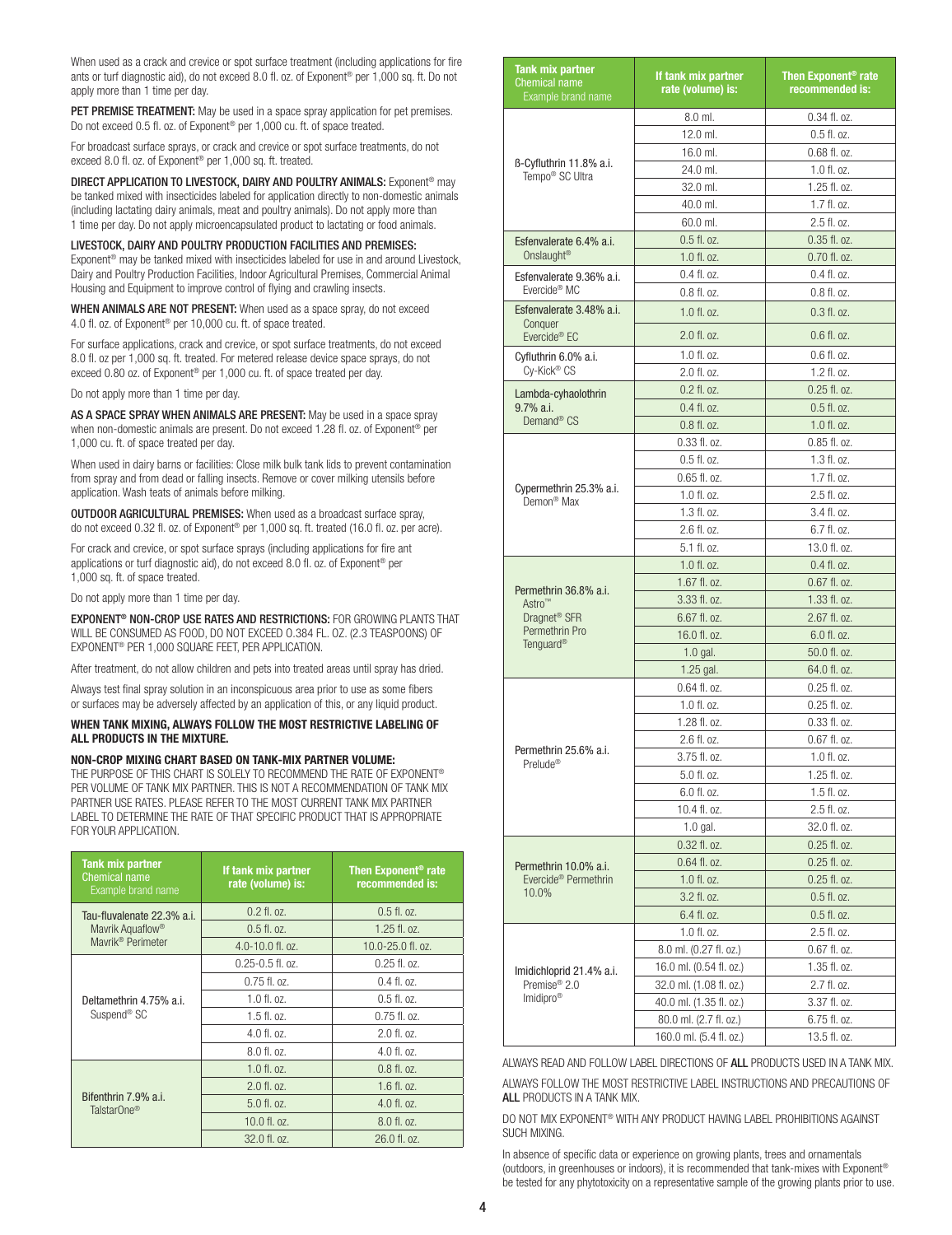When used as a crack and crevice or spot surface treatment (including applications for fire ants or turf diagnostic aid), do not exceed 8.0 fl. oz. of Exponent® per 1,000 sq. ft. Do not apply more than 1 time per day.

**PET PREMISE TREATMENT:** May be used in a space spray application for pet premises. Do not exceed 0.5 fl. oz. of Exponent® per 1,000 cu. ft. of space treated.

For broadcast surface sprays, or crack and crevice or spot surface treatments, do not exceed 8.0 fl. oz. of Exponent® per 1,000 sq. ft. treated.

**DIRECT APPLICATION TO LIVESTOCK, DAIRY AND POULTRY ANIMALS:** Exponent® may be tanked mixed with insecticides labeled for application directly to non-domestic animals (including lactating dairy animals, meat and poultry animals). Do not apply more than 1 time per day. Do not apply microencapsulated product to lactating or food animals.

**LIVESTOCK, DAIRY AND POULTRY PRODUCTION FACILITIES AND PREMISES:** Exponent® may be tanked mixed with insecticides labeled for use in and around Livestock, Dairy and Poultry Production Facilities, Indoor Agricultural Premises, Commercial Animal Housing and Equipment to improve control of flying and crawling insects.

**WHEN ANIMALS ARE NOT PRESENT:** When used as a space spray, do not exceed 4.0 fl. oz. of Exponent® per 10,000 cu. ft. of space treated.

For surface applications, crack and crevice, or spot surface treatments, do not exceed 8.0 fl. oz per 1,000 sq. ft. treated. For metered release device space sprays, do not exceed 0.80 oz. of Exponent® per 1,000 cu. ft. of space treated per day.

Do not apply more than 1 time per day.

**AS A SPACE SPRAY WHEN ANIMALS ARE PRESENT:** May be used in a space spray when non-domestic animals are present. Do not exceed 1.28 fl. oz. of Exponent® per 1,000 cu. ft. of space treated per day.

When used in dairy barns or facilities: Close milk bulk tank lids to prevent contamination from spray and from dead or falling insects. Remove or cover milking utensils before application. Wash teats of animals before milking.

**OUTDOOR AGRICULTURAL PREMISES:** When used as a broadcast surface spray, do not exceed 0.32 fl. oz. of Exponent® per 1,000 sq. ft. treated (16.0 fl. oz. per acre).

For crack and crevice, or spot surface sprays (including applications for fire ant applications or turf diagnostic aid), do not exceed 8.0 fl. oz. of Exponent® per 1,000 sq. ft. of space treated.

Do not apply more than 1 time per day.

**EXPONENT® NON-CROP USE RATES AND RESTRICTIONS:** FOR GROWING PLANTS THAT WILL BE CONSUMED AS FOOD, DO NOT EXCEED 0.384 FL. OZ. (2.3 TEASPOONS) OF EXPONENT® PER 1,000 SQUARE FEET, PER APPLICATION.

After treatment, do not allow children and pets into treated areas until spray has dried.

Always test final spray solution in an inconspicuous area prior to use as some fibers or surfaces may be adversely affected by an application of this, or any liquid product.

**WHEN TANK MIXING, ALWAYS FOLLOW THE MOST RESTRICTIVE LABELING OF ALL PRODUCTS IN THE MIXTURE.**

**NON-CROP MIXING CHART BASED ON TANK-MIX PARTNER VOLUME:**
THE PURPOSE OF THIS CHART IS SOLELY TO RECOMMEND THE RATE OF EXPONENT® PER VOLUME OF TANK MIX PARTNER. THIS IS NOT A RECOMMENDATION OF TANK MIX PARTNER USE RATES. PLEASE REFER TO THE MOST CURRENT TANK MIX PARTNER LABEL TO DETERMINE THE RATE OF THAT SPECIFIC PRODUCT THAT IS APPROPRIATE FOR YOUR APPLICATION.

| Tank mix partner Chemical name Example brand name | If tank mix partner rate (volume) is: | Then Exponent® rate recommended is: |
|---|---|---|
| Tau-fluvalenate 22.3% a.i. Mavrik Aquaflow® Mavrik® Perimeter | 0.2 fl. oz. | 0.5 fl. oz. |
| | 0.5 fl. oz. | 1.25 fl. oz. |
| | 4.0-10.0 fl. oz. | 10.0-25.0 fl. oz. |
| Deltamethrin 4.75% a.i. Suspend® SC | 0.25-0.5 fl. oz. | 0.25 fl. oz. |
| | 0.75 fl. oz. | 0.4 fl. oz. |
| | 1.0 fl. oz. | 0.5 fl. oz. |
| | 1.5 fl. oz. | 0.75 fl. oz. |
| | 4.0 fl. oz. | 2.0 fl. oz. |
| | 8.0 fl. oz. | 4.0 fl. oz. |
| Bifenthrin 7.9% a.i. TalstarOne® | 1.0 fl. oz. | 0.8 fl. oz. |
| | 2.0 fl. oz. | 1.6 fl. oz. |
| | 5.0 fl. oz. | 4.0 fl. oz. |
| | 10.0 fl. oz. | 8.0 fl. oz. |
| | 32.0 fl. oz. | 26.0 fl. oz. |
| ß-Cyfluthrin 11.8% a.i. Tempo® SC Ultra | 8.0 ml. | 0.34 fl. oz. |
| | 12.0 ml. | 0.5 fl. oz. |
| | 16.0 ml. | 0.68 fl. oz. |
| | 24.0 ml. | 1.0 fl. oz. |
| | 32.0 ml. | 1.25 fl. oz. |
| | 40.0 ml. | 1.7 fl. oz. |
| | 60.0 ml. | 2.5 fl. oz. |
| Esfenvalerate 6.4% a.i. Onslaught® | 0.5 fl. oz. | 0.35 fl. oz. |
| | 1.0 fl. oz. | 0.70 fl. oz. |
| Esfenvalerate 9.36% a.i. Evercide® MC | 0.4 fl. oz. | 0.4 fl. oz. |
| | 0.8 fl. oz. | 0.8 fl. oz. |
| Esfenvalerate 3.48% a.i. Conquer Evercide® EC | 1.0 fl. oz. | 0.3 fl. oz. |
| | 2.0 fl. oz. | 0.6 fl. oz. |
| Cyfluthrin 6.0% a.i. Cy-Kick® CS | 1.0 fl. oz. | 0.6 fl. oz. |
| | 2.0 fl. oz. | 1.2 fl. oz. |
| Lambda-cyhaolothrin 9.7% a.i. Demand® CS | 0.2 fl. oz. | 0.25 fl. oz. |
| | 0.4 fl. oz. | 0.5 fl. oz. |
| | 0.8 fl. oz. | 1.0 fl. oz. |
| Cypermethrin 25.3% a.i. Demon® Max | 0.33 fl. oz. | 0.85 fl. oz. |
| | 0.5 fl. oz. | 1.3 fl. oz. |
| | 0.65 fl. oz. | 1.7 fl. oz. |
| | 1.0 fl. oz. | 2.5 fl. oz. |
| | 1.3 fl. oz. | 3.4 fl. oz. |
| | 2.6 fl. oz. | 6.7 fl. oz. |
| | 5.1 fl. oz. | 13.0 fl. oz. |
| Permethrin 36.8% a.i. Astro™ Dragnet® SFR Permethrin Pro Tenguard® | 1.0 fl. oz. | 0.4 fl. oz. |
| | 1.67 fl. oz. | 0.67 fl. oz. |
| | 3.33 fl. oz. | 1.33 fl. oz. |
| | 6.67 fl. oz. | 2.67 fl. oz. |
| | 16.0 fl. oz. | 6.0 fl. oz. |
| | 1.0 gal. | 50.0 fl. oz. |
| | 1.25 gal. | 64.0 fl. oz. |
| Permethrin 25.6% a.i. Prelude® | 0.64 fl. oz. | 0.25 fl. oz. |
| | 1.0 fl. oz. | 0.25 fl. oz. |
| | 1.28 fl. oz. | 0.33 fl. oz. |
| | 2.6 fl. oz. | 0.67 fl. oz. |
| | 3.75 fl. oz. | 1.0 fl. oz. |
| | 5.0 fl. oz. | 1.25 fl. oz. |
| | 6.0 fl. oz. | 1.5 fl. oz. |
| | 10.4 fl. oz. | 2.5 fl. oz. |
| | 1.0 gal. | 32.0 fl. oz. |
| Permethrin 10.0% a.i. Evercide® Permethrin 10.0% | 0.32 fl. oz. | 0.25 fl. oz. |
| | 0.64 fl. oz. | 0.25 fl. oz. |
| | 1.0 fl. oz. | 0.25 fl. oz. |
| | 3.2 fl. oz. | 0.5 fl. oz. |
| | 6.4 fl. oz. | 0.5 fl. oz. |
| Imidichloprid 21.4% a.i. Premise® 2.0 Imidipro® | 1.0 fl. oz. | 2.5 fl. oz. |
| | 8.0 ml. (0.27 fl. oz.) | 0.67 fl. oz. |
| | 16.0 ml. (0.54 fl. oz.) | 1.35 fl. oz. |
| | 32.0 ml. (1.08 fl. oz.) | 2.7 fl. oz. |
| | 40.0 ml. (1.35 fl. oz.) | 3.37 fl. oz. |
| | 80.0 ml. (2.7 fl. oz.) | 6.75 fl. oz. |
| | 160.0 ml. (5.4 fl. oz.) | 13.5 fl. oz. |

ALWAYS READ AND FOLLOW LABEL DIRECTIONS OF **ALL** PRODUCTS USED IN A TANK MIX.

ALWAYS FOLLOW THE MOST RESTRICTIVE LABEL INSTRUCTIONS AND PRECAUTIONS OF **ALL** PRODUCTS IN A TANK MIX.

DO NOT MIX EXPONENT® WITH ANY PRODUCT HAVING LABEL PROHIBITIONS AGAINST SUCH MIXING.

In absence of specific data or experience on growing plants, trees and ornamentals (outdoors, in greenhouses or indoors), it is recommended that tank-mixes with Exponent® be tested for any phytotoxicity on a representative sample of the growing plants prior to use.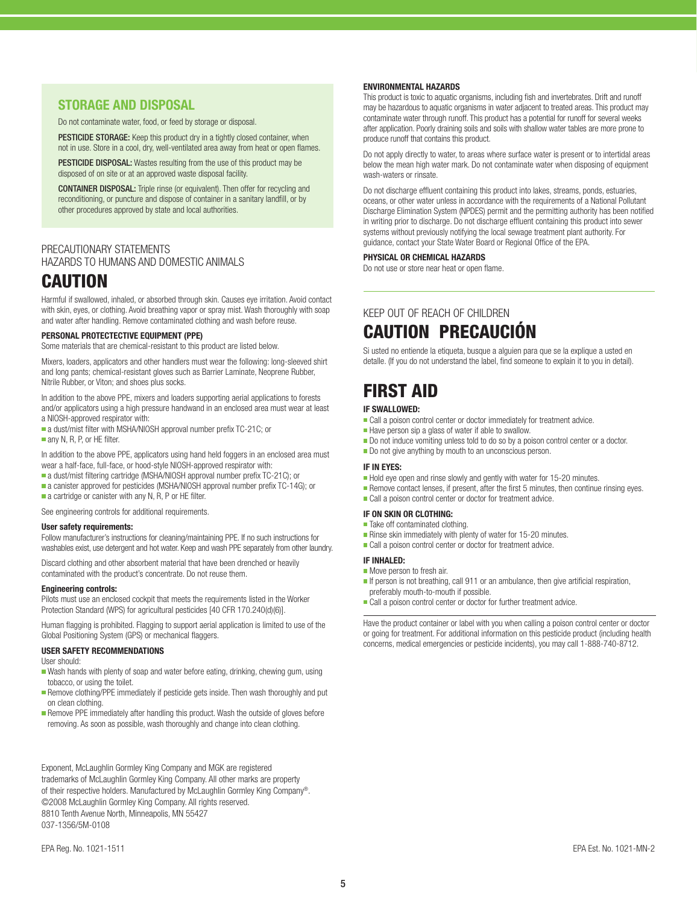## STORAGE AND DISPOSAL

Do not contaminate water, food, or feed by storage or disposal.

**PESTICIDE STORAGE:** Keep this product dry in a tightly closed container, when not in use. Store in a cool, dry, well-ventilated area away from heat or open flames.

**PESTICIDE DISPOSAL:** Wastes resulting from the use of this product may be disposed of on site or at an approved waste disposal facility.

**CONTAINER DISPOSAL:** Triple rinse (or equivalent). Then offer for recycling and reconditioning, or puncture and dispose of container in a sanitary landfill, or by other procedures approved by state and local authorities.

PRECAUTIONARY STATEMENTS
HAZARDS TO HUMANS AND DOMESTIC ANIMALS

# CAUTION

Harmful if swallowed, inhaled, or absorbed through skin. Causes eye irritation. Avoid contact with skin, eyes, or clothing. Avoid breathing vapor or spray mist. Wash thoroughly with soap and water after handling. Remove contaminated clothing and wash before reuse.

**PERSONAL PROTECTECTIVE EQUIPMENT (PPE)**

Some materials that are chemical-resistant to this product are listed below.

Mixers, loaders, applicators and other handlers must wear the following: long-sleeved shirt and long pants; chemical-resistant gloves such as Barrier Laminate, Neoprene Rubber, Nitrile Rubber, or Viton; and shoes plus socks.

In addition to the above PPE, mixers and loaders supporting aerial applications to forests and/or applicators using a high pressure handwand in an enclosed area must wear at least a NIOSH-approved respirator with:

- a dust/mist filter with MSHA/NIOSH approval number prefix TC-21C; or
- any N, R, P, or HE filter.

In addition to the above PPE, applicators using hand held foggers in an enclosed area must wear a half-face, full-face, or hood-style NIOSH-approved respirator with:

- a dust/mist filtering cartridge (MSHA/NIOSH approval number prefix TC-21C); or
- a canister approved for pesticides (MSHA/NIOSH approval number prefix TC-14G); or
- a cartridge or canister with any N, R, P or HE filter.

See engineering controls for additional requirements.

**User safety requirements:**

Follow manufacturer's instructions for cleaning/maintaining PPE. If no such instructions for washables exist, use detergent and hot water. Keep and wash PPE separately from other laundry.

Discard clothing and other absorbent material that have been drenched or heavily contaminated with the product's concentrate. Do not reuse them.

**Engineering controls:**

Pilots must use an enclosed cockpit that meets the requirements listed in the Worker Protection Standard (WPS) for agricultural pesticides [40 CFR 170.240(d)(6)].

Human flagging is prohibited. Flagging to support aerial application is limited to use of the Global Positioning System (GPS) or mechanical flaggers.

**USER SAFETY RECOMMENDATIONS**

User should:

- Wash hands with plenty of soap and water before eating, drinking, chewing gum, using tobacco, or using the toilet.
- Remove clothing/PPE immediately if pesticide gets inside. Then wash thoroughly and put on clean clothing.
- Remove PPE immediately after handling this product. Wash the outside of gloves before removing. As soon as possible, wash thoroughly and change into clean clothing.

Exponent, McLaughlin Gormley King Company and MGK are registered trademarks of McLaughlin Gormley King Company. All other marks are property of their respective holders. Manufactured by McLaughlin Gormley King Company®.
©2008 McLaughlin Gormley King Company. All rights reserved.
8810 Tenth Avenue North, Minneapolis, MN 55427
037-1356/5M-0108

**ENVIRONMENTAL HAZARDS**

This product is toxic to aquatic organisms, including fish and invertebrates. Drift and runoff may be hazardous to aquatic organisms in water adjacent to treated areas. This product may contaminate water through runoff. This product has a potential for runoff for several weeks after application. Poorly draining soils and soils with shallow water tables are more prone to produce runoff that contains this product.

Do not apply directly to water, to areas where surface water is present or to intertidal areas below the mean high water mark. Do not contaminate water when disposing of equipment wash-waters or rinsate.

Do not discharge effluent containing this product into lakes, streams, ponds, estuaries, oceans, or other water unless in accordance with the requirements of a National Pollutant Discharge Elimination System (NPDES) permit and the permitting authority has been notified in writing prior to discharge. Do not discharge effluent containing this product into sewer systems without previously notifying the local sewage treatment plant authority. For guidance, contact your State Water Board or Regional Office of the EPA.

**PHYSICAL OR CHEMICAL HAZARDS**

Do not use or store near heat or open flame.

KEEP OUT OF REACH OF CHILDREN

# CAUTION PRECAUCIÓN

Si usted no entiende la etiqueta, busque a alguien para que se la explique a usted en detalle. (If you do not understand the label, find someone to explain it to you in detail).

# FIRST AID

**IF SWALLOWED:**

- Call a poison control center or doctor immediately for treatment advice.
- Have person sip a glass of water if able to swallow.
- Do not induce vomiting unless told to do so by a poison control center or a doctor.
- Do not give anything by mouth to an unconscious person.

**IF IN EYES:**

- Hold eye open and rinse slowly and gently with water for 15-20 minutes.
- Remove contact lenses, if present, after the first 5 minutes, then continue rinsing eyes.
- Call a poison control center or doctor for treatment advice.

**IF ON SKIN OR CLOTHING:**

- Take off contaminated clothing.
- Rinse skin immediately with plenty of water for 15-20 minutes.
- Call a poison control center or doctor for treatment advice.

**IF INHALED:**

- Move person to fresh air.
- If person is not breathing, call 911 or an ambulance, then give artificial respiration, preferably mouth-to-mouth if possible.
- Call a poison control center or doctor for further treatment advice.

Have the product container or label with you when calling a poison control center or doctor or going for treatment. For additional information on this pesticide product (including health concerns, medical emergencies or pesticide incidents), you may call 1-888-740-8712.

EPA Reg. No. 1021-1511

EPA Est. No. 1021-MN-2